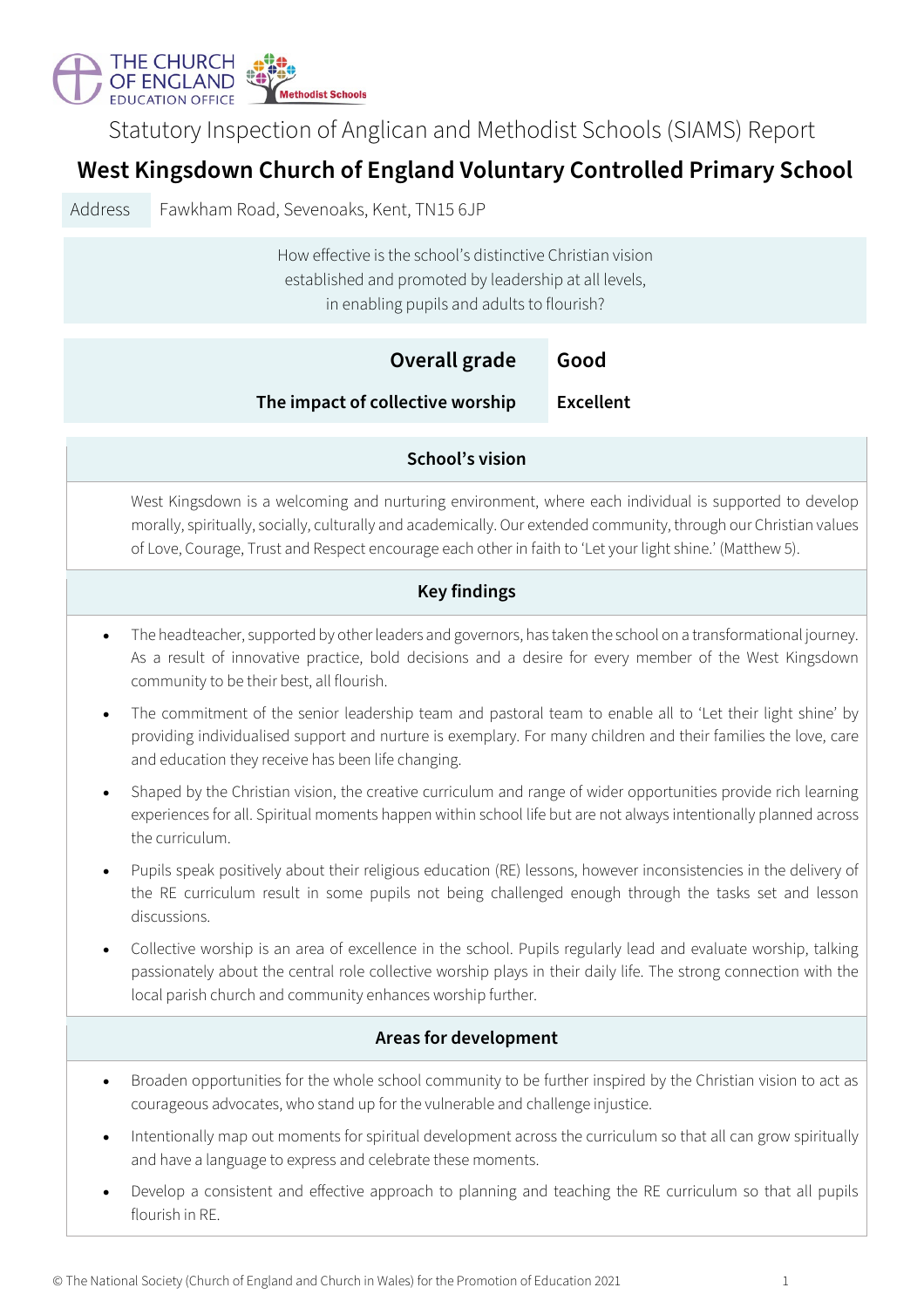THE CHURCH OF ENGLAND EDUCATION OFFICE

Methodist Schools

Statutory Inspection of Anglican and Methodist Schools (SIAMS) Report

# West Kingsdown Church of England Voluntary Controlled Primary School

| Address | Fawkham Road, Sevenoaks, Kent, TN15 6JP |
|---|---|

How effective is the school's distinctive Christian vision established and promoted by leadership at all levels, in enabling pupils and adults to flourish?

| | |
|---|---|
| **Overall grade** | **Good** |
| **The impact of collective worship** | **Excellent** |

## School's vision

West Kingsdown is a welcoming and nurturing environment, where each individual is supported to develop morally, spiritually, socially, culturally and academically. Our extended community, through our Christian values of Love, Courage, Trust and Respect encourage each other in faith to 'Let your light shine.' (Matthew 5).

## Key findings

- The headteacher, supported by other leaders and governors, has taken the school on a transformational journey. As a result of innovative practice, bold decisions and a desire for every member of the West Kingsdown community to be their best, all flourish.
- The commitment of the senior leadership team and pastoral team to enable all to 'Let their light shine' by providing individualised support and nurture is exemplary. For many children and their families the love, care and education they receive has been life changing.
- Shaped by the Christian vision, the creative curriculum and range of wider opportunities provide rich learning experiences for all. Spiritual moments happen within school life but are not always intentionally planned across the curriculum.
- Pupils speak positively about their religious education (RE) lessons, however inconsistencies in the delivery of the RE curriculum result in some pupils not being challenged enough through the tasks set and lesson discussions.
- Collective worship is an area of excellence in the school. Pupils regularly lead and evaluate worship, talking passionately about the central role collective worship plays in their daily life. The strong connection with the local parish church and community enhances worship further.

## Areas for development

- Broaden opportunities for the whole school community to be further inspired by the Christian vision to act as courageous advocates, who stand up for the vulnerable and challenge injustice.
- Intentionally map out moments for spiritual development across the curriculum so that all can grow spiritually and have a language to express and celebrate these moments.
- Develop a consistent and effective approach to planning and teaching the RE curriculum so that all pupils flourish in RE.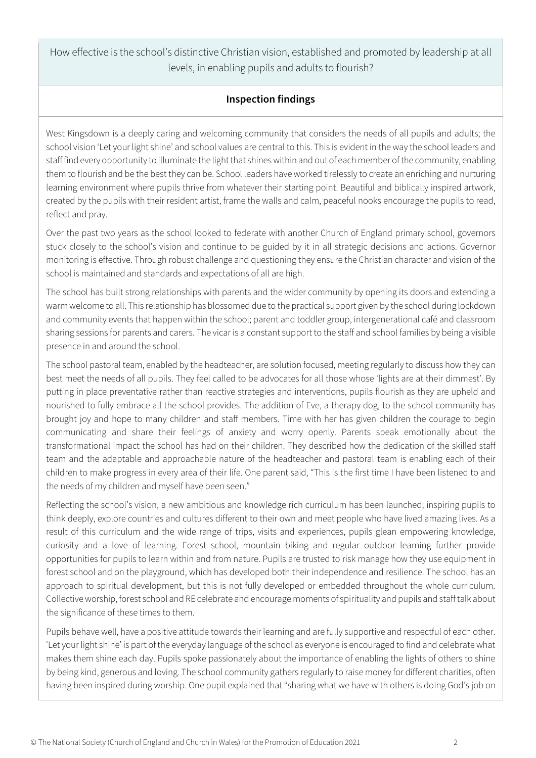## How effective is the school's distinctive Christian vision, established and promoted by leadership at all levels, in enabling pupils and adults to flourish?

### Inspection findings

West Kingsdown is a deeply caring and welcoming community that considers the needs of all pupils and adults; the school vision 'Let your light shine' and school values are central to this. This is evident in the way the school leaders and staff find every opportunity to illuminate the light that shines within and out of each member of the community, enabling them to flourish and be the best they can be. School leaders have worked tirelessly to create an enriching and nurturing learning environment where pupils thrive from whatever their starting point. Beautiful and biblically inspired artwork, created by the pupils with their resident artist, frame the walls and calm, peaceful nooks encourage the pupils to read, reflect and pray.

Over the past two years as the school looked to federate with another Church of England primary school, governors stuck closely to the school's vision and continue to be guided by it in all strategic decisions and actions. Governor monitoring is effective. Through robust challenge and questioning they ensure the Christian character and vision of the school is maintained and standards and expectations of all are high.

The school has built strong relationships with parents and the wider community by opening its doors and extending a warm welcome to all. This relationship has blossomed due to the practical support given by the school during lockdown and community events that happen within the school; parent and toddler group, intergenerational café and classroom sharing sessions for parents and carers. The vicar is a constant support to the staff and school families by being a visible presence in and around the school.

The school pastoral team, enabled by the headteacher, are solution focused, meeting regularly to discuss how they can best meet the needs of all pupils. They feel called to be advocates for all those whose 'lights are at their dimmest'. By putting in place preventative rather than reactive strategies and interventions, pupils flourish as they are upheld and nourished to fully embrace all the school provides. The addition of Eve, a therapy dog, to the school community has brought joy and hope to many children and staff members. Time with her has given children the courage to begin communicating and share their feelings of anxiety and worry openly. Parents speak emotionally about the transformational impact the school has had on their children. They described how the dedication of the skilled staff team and the adaptable and approachable nature of the headteacher and pastoral team is enabling each of their children to make progress in every area of their life. One parent said, "This is the first time I have been listened to and the needs of my children and myself have been seen."

Reflecting the school's vision, a new ambitious and knowledge rich curriculum has been launched; inspiring pupils to think deeply, explore countries and cultures different to their own and meet people who have lived amazing lives. As a result of this curriculum and the wide range of trips, visits and experiences, pupils glean empowering knowledge, curiosity and a love of learning. Forest school, mountain biking and regular outdoor learning further provide opportunities for pupils to learn within and from nature. Pupils are trusted to risk manage how they use equipment in forest school and on the playground, which has developed both their independence and resilience. The school has an approach to spiritual development, but this is not fully developed or embedded throughout the whole curriculum. Collective worship, forest school and RE celebrate and encourage moments of spirituality and pupils and staff talk about the significance of these times to them.

Pupils behave well, have a positive attitude towards their learning and are fully supportive and respectful of each other. 'Let your light shine' is part of the everyday language of the school as everyone is encouraged to find and celebrate what makes them shine each day. Pupils spoke passionately about the importance of enabling the lights of others to shine by being kind, generous and loving. The school community gathers regularly to raise money for different charities, often having been inspired during worship. One pupil explained that "sharing what we have with others is doing God's job on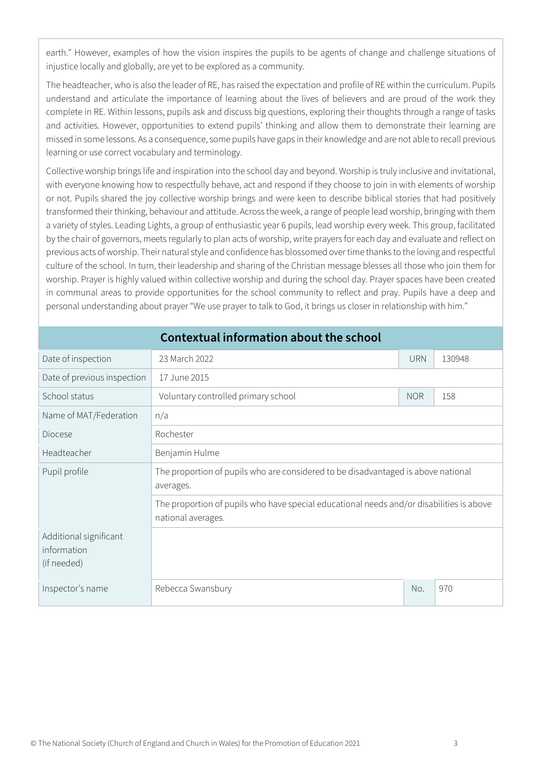earth." However, examples of how the vision inspires the pupils to be agents of change and challenge situations of injustice locally and globally, are yet to be explored as a community.

The headteacher, who is also the leader of RE, has raised the expectation and profile of RE within the curriculum. Pupils understand and articulate the importance of learning about the lives of believers and are proud of the work they complete in RE. Within lessons, pupils ask and discuss big questions, exploring their thoughts through a range of tasks and activities. However, opportunities to extend pupils' thinking and allow them to demonstrate their learning are missed in some lessons. As a consequence, some pupils have gaps in their knowledge and are not able to recall previous learning or use correct vocabulary and terminology.

Collective worship brings life and inspiration into the school day and beyond. Worship is truly inclusive and invitational, with everyone knowing how to respectfully behave, act and respond if they choose to join in with elements of worship or not. Pupils shared the joy collective worship brings and were keen to describe biblical stories that had positively transformed their thinking, behaviour and attitude. Across the week, a range of people lead worship, bringing with them a variety of styles. Leading Lights, a group of enthusiastic year 6 pupils, lead worship every week. This group, facilitated by the chair of governors, meets regularly to plan acts of worship, write prayers for each day and evaluate and reflect on previous acts of worship. Their natural style and confidence has blossomed over time thanks to the loving and respectful culture of the school. In turn, their leadership and sharing of the Christian message blesses all those who join them for worship. Prayer is highly valued within collective worship and during the school day. Prayer spaces have been created in communal areas to provide opportunities for the school community to reflect and pray. Pupils have a deep and personal understanding about prayer "We use prayer to talk to God, it brings us closer in relationship with him."

## Contextual information about the school

| | | | |
|---|---|---|---|
| Date of inspection | 23 March 2022 | URN | 130948 |
| Date of previous inspection | 17 June 2015 | | |
| School status | Voluntary controlled primary school | NOR | 158 |
| Name of MAT/Federation | n/a | | |
| Diocese | Rochester | | |
| Headteacher | Benjamin Hulme | | |
| Pupil profile | The proportion of pupils who are considered to be disadvantaged is above national averages. | | |
| | The proportion of pupils who have special educational needs and/or disabilities is above national averages. | | |
| Additional significant information (if needed) | | | |
| Inspector's name | Rebecca Swansbury | No. | 970 |